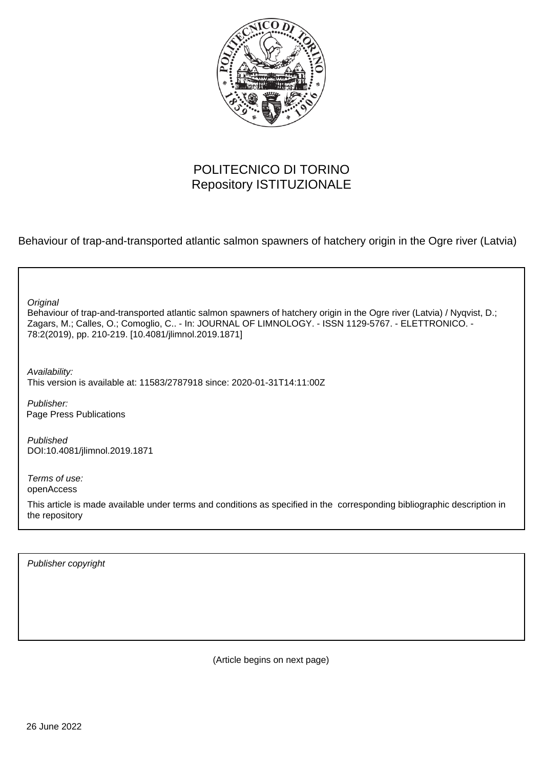POLITECNICO DI TORINO
Repository ISTITUZIONALE

Behaviour of trap-and-transported atlantic salmon spawners of hatchery origin in the Ogre river (Latvia)

*Original*
Behaviour of trap-and-transported atlantic salmon spawners of hatchery origin in the Ogre river (Latvia) / Nyqvist, D.; Zagars, M.; Calles, O.; Comoglio, C.. - In: JOURNAL OF LIMNOLOGY. - ISSN 1129-5767. - ELETTRONICO. - 78:2(2019), pp. 210-219. [10.4081/jlimnol.2019.1871]

*Availability:*
This version is available at: 11583/2787918 since: 2020-01-31T14:11:00Z

*Publisher:*
Page Press Publications

*Published*
DOI:10.4081/jlimnol.2019.1871

*Terms of use:*
openAccess

This article is made available under terms and conditions as specified in the corresponding bibliographic description in the repository

*Publisher copyright*

(Article begins on next page)

26 June 2022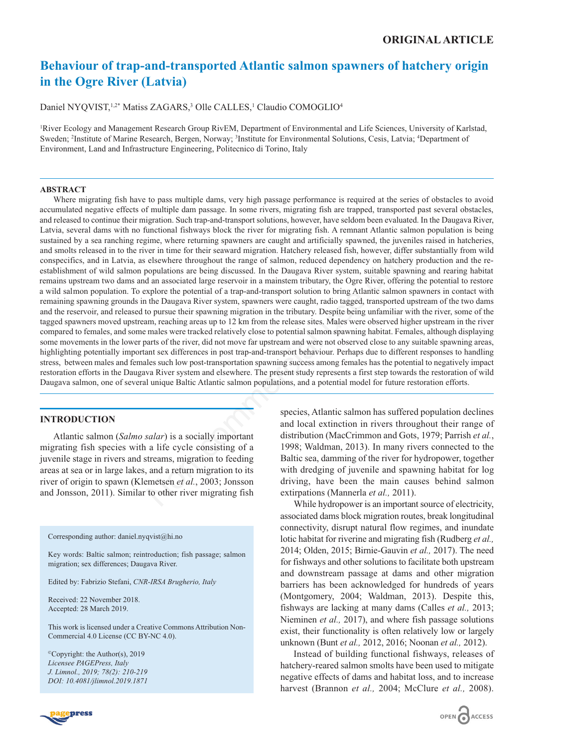ORIGINAL ARTICLE

# Behaviour of trap-and-transported Atlantic salmon spawners of hatchery origin in the Ogre River (Latvia)

Daniel NYQVIST,[1,2*] Matiss ZAGARS,[3] Olle CALLES,[1] Claudio COMOGLIO[4]

[1]River Ecology and Management Research Group RivEM, Department of Environmental and Life Sciences, University of Karlstad, Sweden; [2]Institute of Marine Research, Bergen, Norway; [3]Institute for Environmental Solutions, Cesis, Latvia; [4]Department of Environment, Land and Infrastructure Engineering, Politecnico di Torino, Italy

## ABSTRACT

Where migrating fish have to pass multiple dams, very high passage performance is required at the series of obstacles to avoid accumulated negative effects of multiple dam passage. In some rivers, migrating fish are trapped, transported past several obstacles, and released to continue their migration. Such trap-and-transport solutions, however, have seldom been evaluated. In the Daugava River, Latvia, several dams with no functional fishways block the river for migrating fish. A remnant Atlantic salmon population is being sustained by a sea ranching regime, where returning spawners are caught and artificially spawned, the juveniles raised in hatcheries, and smolts released in to the river in time for their seaward migration. Hatchery released fish, however, differ substantially from wild conspecifics, and in Latvia, as elsewhere throughout the range of salmon, reduced dependency on hatchery production and the re-establishment of wild salmon populations are being discussed. In the Daugava River system, suitable spawning and rearing habitat remains upstream two dams and an associated large reservoir in a mainstem tributary, the Ogre River, offering the potential to restore a wild salmon population. To explore the potential of a trap-and-transport solution to bring Atlantic salmon spawners in contact with remaining spawning grounds in the Daugava River system, spawners were caught, radio tagged, transported upstream of the two dams and the reservoir, and released to pursue their spawning migration in the tributary. Despite being unfamiliar with the river, some of the tagged spawners moved upstream, reaching areas up to 12 km from the release sites. Males were observed higher upstream in the river compared to females, and some males were tracked relatively close to potential salmon spawning habitat. Females, although displaying some movements in the lower parts of the river, did not move far upstream and were not observed close to any suitable spawning areas, highlighting potentially important sex differences in post trap-and-transport behaviour. Perhaps due to different responses to handling stress, between males and females such low post-transportation spawning success among females has the potential to negatively impact restoration efforts in the Daugava River system and elsewhere. The present study represents a first step towards the restoration of wild Daugava salmon, one of several unique Baltic Atlantic salmon populations, and a potential model for future restoration efforts.

## INTRODUCTION

Atlantic salmon (*Salmo salar*) is a socially important migrating fish species with a life cycle consisting of a juvenile stage in rivers and streams, migration to feeding areas at sea or in large lakes, and a return migration to its river of origin to spawn (Klemetsen *et al.*, 2003; Jonsson and Jonsson, 2011). Similar to other river migrating fish species, Atlantic salmon has suffered population declines and local extinction in rivers throughout their range of distribution (MacCrimmon and Gots, 1979; Parrish *et al.*, 1998; Waldman, 2013). In many rivers connected to the Baltic sea, damming of the river for hydropower, together with dredging of juvenile and spawning habitat for log driving, have been the main causes behind salmon extirpations (Mannerla *et al.,* 2011).

While hydropower is an important source of electricity, associated dams block migration routes, break longitudinal connectivity, disrupt natural flow regimes, and inundate lotic habitat for riverine and migrating fish (Rudberg *et al.,* 2014; Olden, 2015; Birnie-Gauvin *et al.,* 2017). The need for fishways and other solutions to facilitate both upstream and downstream passage at dams and other migration barriers has been acknowledged for hundreds of years (Montgomery, 2004; Waldman, 2013). Despite this, fishways are lacking at many dams (Calles *et al.,* 2013; Nieminen *et al.,* 2017), and where fish passage solutions exist, their functionality is often relatively low or largely unknown (Bunt *et al.,* 2012, 2016; Noonan *et al.,* 2012).

Instead of building functional fishways, releases of hatchery-reared salmon smolts have been used to mitigate negative effects of dams and habitat loss, and to increase harvest (Brannon *et al.,* 2004; McClure *et al.,* 2008).

Corresponding author: daniel.nyqvist@hi.no

Key words: Baltic salmon; reintroduction; fish passage; salmon migration; sex differences; Daugava River.

Edited by: Fabrizio Stefani, *CNR-IRSA Brugherio, Italy*

Received: 22 November 2018.
Accepted: 28 March 2019.

This work is licensed under a Creative Commons Attribution Non-Commercial 4.0 License (CC BY-NC 4.0).

©Copyright: the Author(s), 2019
*Licensee PAGEPress, Italy*
*J. Limnol., 2019; 78(2): 210-219*
*DOI: 10.4081/jlimnol.2019.1871*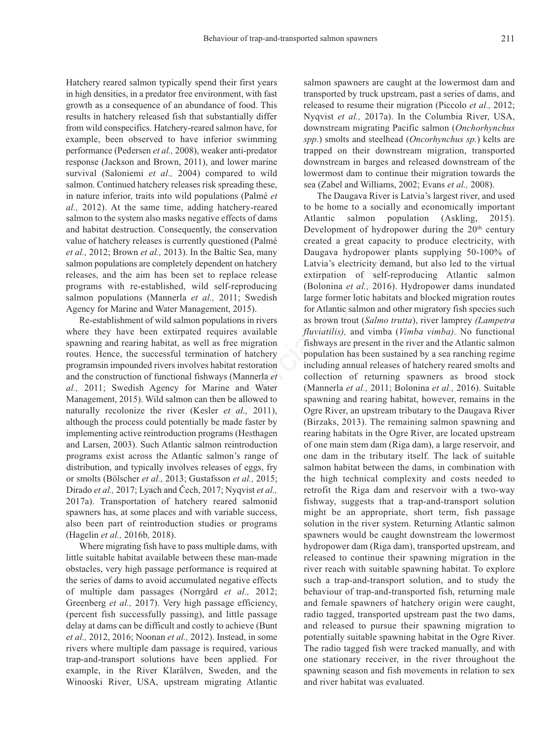Hatchery reared salmon typically spend their first years in high densities, in a predator free environment, with fast growth as a consequence of an abundance of food. This results in hatchery released fish that substantially differ from wild conspecifics. Hatchery-reared salmon have, for example, been observed to have inferior swimming performance (Pedersen *et al.,* 2008), weaker anti-predator response (Jackson and Brown, 2011), and lower marine survival (Saloniemi *et al.,* 2004) compared to wild salmon. Continued hatchery releases risk spreading these, in nature inferior, traits into wild populations (Palmé *et al.,* 2012). At the same time, adding hatchery-reared salmon to the system also masks negative effects of dams and habitat destruction. Consequently, the conservation value of hatchery releases is currently questioned (Palmé *et al.,* 2012; Brown *et al.,* 2013). In the Baltic Sea, many salmon populations are completely dependent on hatchery releases, and the aim has been set to replace release programs with re-established, wild self-reproducing salmon populations (Mannerla *et al.,* 2011; Swedish Agency for Marine and Water Management, 2015).

Re-establishment of wild salmon populations in rivers where they have been extirpated requires available spawning and rearing habitat, as well as free migration routes. Hence, the successful termination of hatchery programsin impounded rivers involves habitat restoration and the construction of functional fishways (Mannerla *et al.,* 2011; Swedish Agency for Marine and Water Management, 2015). Wild salmon can then be allowed to naturally recolonize the river (Kesler *et al.,* 2011), although the process could potentially be made faster by implementing active reintroduction programs (Hesthagen and Larsen, 2003). Such Atlantic salmon reintroduction programs exist across the Atlantic salmon's range of distribution, and typically involves releases of eggs, fry or smolts (Bölscher *et al.,* 2013; Gustafsson *et al.,* 2015; Dirado *et al.,* 2017; Lyach and Čech, 2017; Nyqvist *et al.,* 2017a). Transportation of hatchery reared salmonid spawners has, at some places and with variable success, also been part of reintroduction studies or programs (Hagelin *et al.,* 2016b*,* 2018).

Where migrating fish have to pass multiple dams, with little suitable habitat available between these man-made obstacles, very high passage performance is required at the series of dams to avoid accumulated negative effects of multiple dam passages (Norrgård *et al.,* 2012; Greenberg *et al.,* 2017). Very high passage efficiency, (percent fish successfully passing), and little passage delay at dams can be difficult and costly to achieve (Bunt *et al.,* 2012, 2016; Noonan *et al.,* 2012). Instead, in some rivers where multiple dam passage is required, various trap-and-transport solutions have been applied. For example, in the River Klarälven, Sweden, and the Winooski River, USA, upstream migrating Atlantic salmon spawners are caught at the lowermost dam and transported by truck upstream, past a series of dams, and released to resume their migration (Piccolo *et al.,* 2012; Nyqvist *et al.,* 2017a). In the Columbia River, USA, downstream migrating Pacific salmon (*Onchorhynchus spp*.) smolts and steelhead (*Oncorhynchus sp.*) kelts are trapped on their downstream migration, transported downstream in barges and released downstream of the lowermost dam to continue their migration towards the sea (Zabel and Williams, 2002; Evans *et al.,* 2008).

The Daugava River is Latvia's largest river, and used to be home to a socially and economically important Atlantic salmon population (Askling, 2015). Development of hydropower during the 20th century created a great capacity to produce electricity, with Daugava hydropower plants supplying 50-100% of Latvia's electricity demand, but also led to the virtual extirpation of self-reproducing Atlantic salmon (Bolonina *et al.,* 2016). Hydropower dams inundated large former lotic habitats and blocked migration routes for Atlantic salmon and other migratory fish species such as brown trout (*Salmo trutta*), river lamprey *(Lampetra fluviatilis),* and vimba (*Vimba vimba).* No functional fishways are present in the river and the Atlantic salmon population has been sustained by a sea ranching regime including annual releases of hatchery reared smolts and collection of returning spawners as brood stock (Mannerla *et al.,* 2011; Bolonina *et al.,* 2016). Suitable spawning and rearing habitat, however, remains in the Ogre River, an upstream tributary to the Daugava River (Birzaks, 2013). The remaining salmon spawning and rearing habitats in the Ogre River, are located upstream of one main stem dam (Riga dam), a large reservoir, and one dam in the tributary itself. The lack of suitable salmon habitat between the dams, in combination with the high technical complexity and costs needed to retrofit the Riga dam and reservoir with a two-way fishway, suggests that a trap-and-transport solution might be an appropriate, short term, fish passage solution in the river system. Returning Atlantic salmon spawners would be caught downstream the lowermost hydropower dam (Riga dam), transported upstream, and released to continue their spawning migration in the river reach with suitable spawning habitat. To explore such a trap-and-transport solution, and to study the behaviour of trap-and-transported fish, returning male and female spawners of hatchery origin were caught, radio tagged, transported upstream past the two dams, and released to pursue their spawning migration to potentially suitable spawning habitat in the Ogre River. The radio tagged fish were tracked manually, and with one stationary receiver, in the river throughout the spawning season and fish movements in relation to sex and river habitat was evaluated.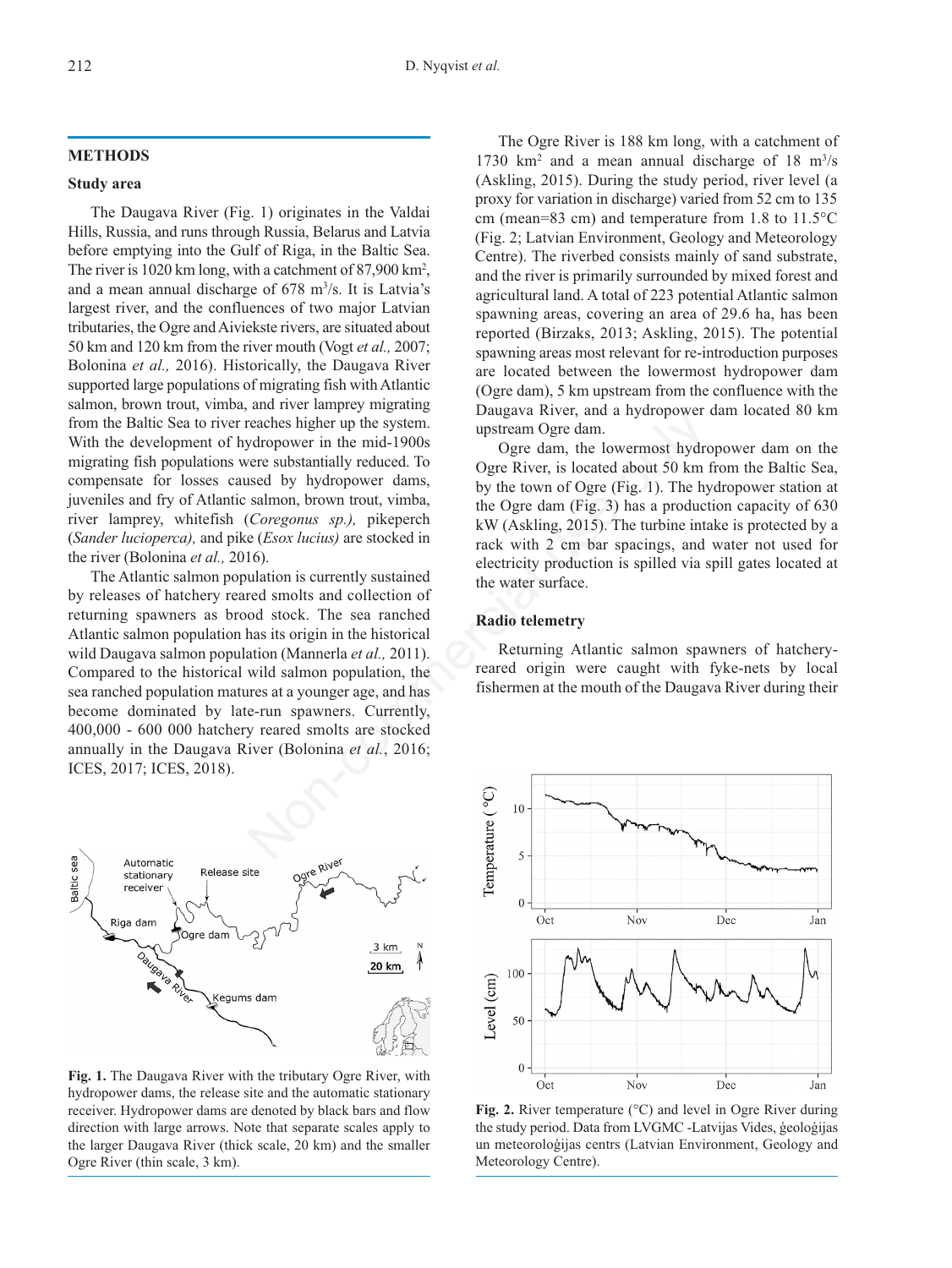## METHODS

### Study area

The Daugava River (Fig. 1) originates in the Valdai Hills, Russia, and runs through Russia, Belarus and Latvia before emptying into the Gulf of Riga, in the Baltic Sea. The river is 1020 km long, with a catchment of 87,900 km$^2$, and a mean annual discharge of 678 m$^3$/s. It is Latvia's largest river, and the confluences of two major Latvian tributaries, the Ogre and Aiviekste rivers, are situated about 50 km and 120 km from the river mouth (Vogt *et al.,* 2007; Bolonina *et al.,* 2016). Historically, the Daugava River supported large populations of migrating fish with Atlantic salmon, brown trout, vimba, and river lamprey migrating from the Baltic Sea to river reaches higher up the system. With the development of hydropower in the mid-1900s migrating fish populations were substantially reduced. To compensate for losses caused by hydropower dams, juveniles and fry of Atlantic salmon, brown trout, vimba, river lamprey, whitefish (*Coregonus sp.),* pikeperch (*Sander lucioperca),* and pike (*Esox lucius)* are stocked in the river (Bolonina *et al.,* 2016).

The Atlantic salmon population is currently sustained by releases of hatchery reared smolts and collection of returning spawners as brood stock. The sea ranched Atlantic salmon population has its origin in the historical wild Daugava salmon population (Mannerla *et al.,* 2011). Compared to the historical wild salmon population, the sea ranched population matures at a younger age, and has become dominated by late-run spawners. Currently, 400,000 - 600 000 hatchery reared smolts are stocked annually in the Daugava River (Bolonina *et al.*, 2016; ICES, 2017; ICES, 2018).

**Fig. 1.** The Daugava River with the tributary Ogre River, with hydropower dams, the release site and the automatic stationary receiver. Hydropower dams are denoted by black bars and flow direction with large arrows. Note that separate scales apply to the larger Daugava River (thick scale, 20 km) and the smaller Ogre River (thin scale, 3 km).

The Ogre River is 188 km long, with a catchment of 1730 km$^2$ and a mean annual discharge of 18 m$^3$/s (Askling, 2015). During the study period, river level (a proxy for variation in discharge) varied from 52 cm to 135 cm (mean=83 cm) and temperature from 1.8 to 11.5°C (Fig. 2; Latvian Environment, Geology and Meteorology Centre). The riverbed consists mainly of sand substrate, and the river is primarily surrounded by mixed forest and agricultural land. A total of 223 potential Atlantic salmon spawning areas, covering an area of 29.6 ha, has been reported (Birzaks, 2013; Askling, 2015). The potential spawning areas most relevant for re-introduction purposes are located between the lowermost hydropower dam (Ogre dam), 5 km upstream from the confluence with the Daugava River, and a hydropower dam located 80 km upstream Ogre dam.

Ogre dam, the lowermost hydropower dam on the Ogre River, is located about 50 km from the Baltic Sea, by the town of Ogre (Fig. 1). The hydropower station at the Ogre dam (Fig. 3) has a production capacity of 630 kW (Askling, 2015). The turbine intake is protected by a rack with 2 cm bar spacings, and water not used for electricity production is spilled via spill gates located at the water surface.

### Radio telemetry

Returning Atlantic salmon spawners of hatchery-reared origin were caught with fyke-nets by local fishermen at the mouth of the Daugava River during their

**Fig. 2.** River temperature (°C) and level in Ogre River during the study period. Data from LVGMC -Latvijas Vides, ģeoloģijas un meteoroloģijas centrs (Latvian Environment, Geology and Meteorology Centre).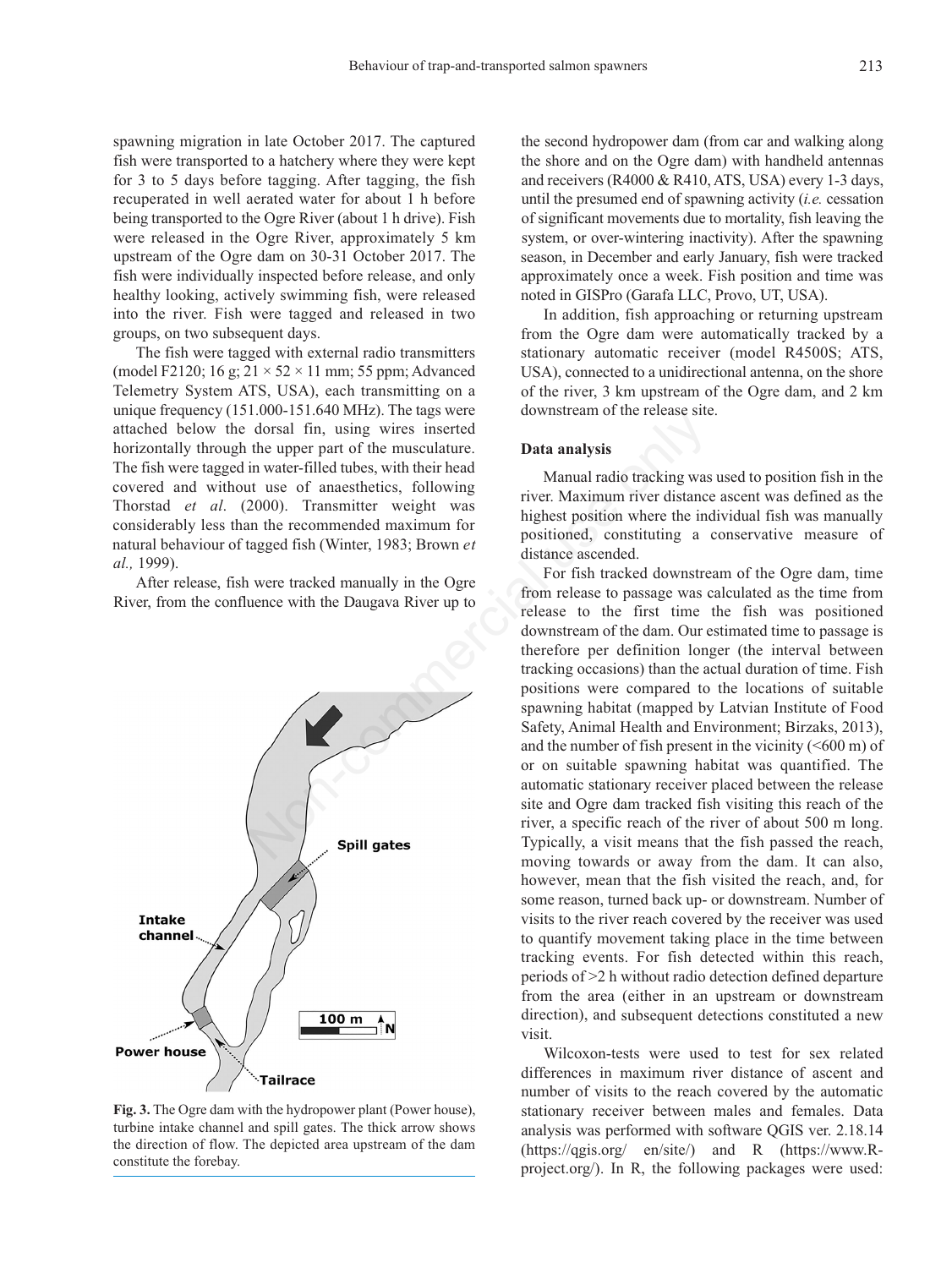spawning migration in late October 2017. The captured fish were transported to a hatchery where they were kept for 3 to 5 days before tagging. After tagging, the fish recuperated in well aerated water for about 1 h before being transported to the Ogre River (about 1 h drive). Fish were released in the Ogre River, approximately 5 km upstream of the Ogre dam on 30-31 October 2017. The fish were individually inspected before release, and only healthy looking, actively swimming fish, were released into the river. Fish were tagged and released in two groups, on two subsequent days.

The fish were tagged with external radio transmitters (model F2120; 16 g; 21 × 52 × 11 mm; 55 ppm; Advanced Telemetry System ATS, USA), each transmitting on a unique frequency (151.000-151.640 MHz). The tags were attached below the dorsal fin, using wires inserted horizontally through the upper part of the musculature. The fish were tagged in water-filled tubes, with their head covered and without use of anaesthetics, following Thorstad *et al*. (2000). Transmitter weight was considerably less than the recommended maximum for natural behaviour of tagged fish (Winter, 1983; Brown *et al.,* 1999).

After release, fish were tracked manually in the Ogre River, from the confluence with the Daugava River up to the second hydropower dam (from car and walking along the shore and on the Ogre dam) with handheld antennas and receivers (R4000 & R410, ATS, USA) every 1-3 days, until the presumed end of spawning activity (*i.e.* cessation of significant movements due to mortality, fish leaving the system, or over-wintering inactivity). After the spawning season, in December and early January, fish were tracked approximately once a week. Fish position and time was noted in GISPro (Garafa LLC, Provo, UT, USA).

In addition, fish approaching or returning upstream from the Ogre dam were automatically tracked by a stationary automatic receiver (model R4500S; ATS, USA), connected to a unidirectional antenna, on the shore of the river, 3 km upstream of the Ogre dam, and 2 km downstream of the release site.

**Fig. 3.** The Ogre dam with the hydropower plant (Power house), turbine intake channel and spill gates. The thick arrow shows the direction of flow. The depicted area upstream of the dam constitute the forebay.

### Data analysis

Manual radio tracking was used to position fish in the river. Maximum river distance ascent was defined as the highest position where the individual fish was manually positioned, constituting a conservative measure of distance ascended.

For fish tracked downstream of the Ogre dam, time from release to passage was calculated as the time from release to the first time the fish was positioned downstream of the dam. Our estimated time to passage is therefore per definition longer (the interval between tracking occasions) than the actual duration of time. Fish positions were compared to the locations of suitable spawning habitat (mapped by Latvian Institute of Food Safety, Animal Health and Environment; Birzaks, 2013), and the number of fish present in the vicinity (<600 m) of or on suitable spawning habitat was quantified. The automatic stationary receiver placed between the release site and Ogre dam tracked fish visiting this reach of the river, a specific reach of the river of about 500 m long. Typically, a visit means that the fish passed the reach, moving towards or away from the dam. It can also, however, mean that the fish visited the reach, and, for some reason, turned back up- or downstream. Number of visits to the river reach covered by the receiver was used to quantify movement taking place in the time between tracking events. For fish detected within this reach, periods of >2 h without radio detection defined departure from the area (either in an upstream or downstream direction), and subsequent detections constituted a new visit.

Wilcoxon-tests were used to test for sex related differences in maximum river distance of ascent and number of visits to the reach covered by the automatic stationary receiver between males and females. Data analysis was performed with software QGIS ver. 2.18.14 (https://qgis.org/ en/site/) and R (https://www.R-project.org/). In R, the following packages were used: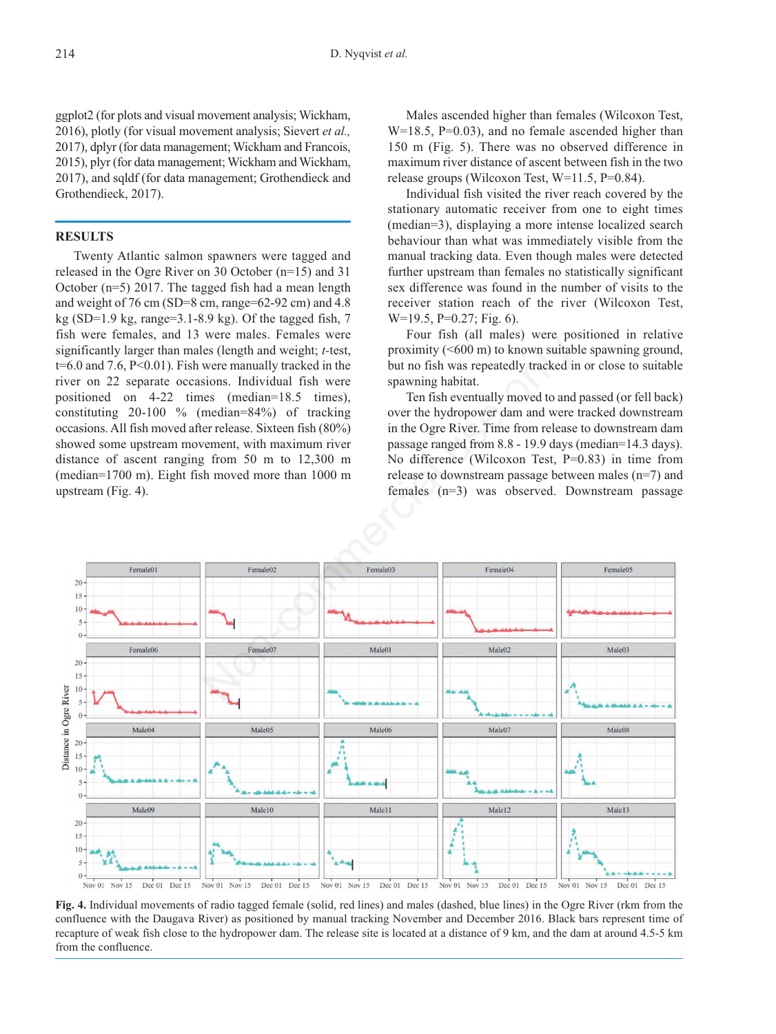ggplot2 (for plots and visual movement analysis; Wickham, 2016), plotly (for visual movement analysis; Sievert *et al.*, 2017), dplyr (for data management; Wickham and Francois, 2015), plyr (for data management; Wickham and Wickham, 2017), and sqldf (for data management; Grothendieck and Grothendieck, 2017).

## RESULTS

Twenty Atlantic salmon spawners were tagged and released in the Ogre River on 30 October (n=15) and 31 October (n=5) 2017. The tagged fish had a mean length and weight of 76 cm (SD=8 cm, range=62-92 cm) and 4.8 kg (SD=1.9 kg, range=3.1-8.9 kg). Of the tagged fish, 7 fish were females, and 13 were males. Females were significantly larger than males (length and weight; *t*-test, t=6.0 and 7.6, P<0.01). Fish were manually tracked in the river on 22 separate occasions. Individual fish were positioned on 4-22 times (median=18.5 times), constituting 20-100 % (median=84%) of tracking occasions. All fish moved after release. Sixteen fish (80%) showed some upstream movement, with maximum river distance of ascent ranging from 50 m to 12,300 m (median=1700 m). Eight fish moved more than 1000 m upstream (Fig. 4).

Males ascended higher than females (Wilcoxon Test, W=18.5, P=0.03), and no female ascended higher than 150 m (Fig. 5). There was no observed difference in maximum river distance of ascent between fish in the two release groups (Wilcoxon Test, W=11.5, P=0.84).

Individual fish visited the river reach covered by the stationary automatic receiver from one to eight times (median=3), displaying a more intense localized search behaviour than what was immediately visible from the manual tracking data. Even though males were detected further upstream than females no statistically significant sex difference was found in the number of visits to the receiver station reach of the river (Wilcoxon Test, W=19.5, P=0.27; Fig. 6).

Four fish (all males) were positioned in relative proximity (<600 m) to known suitable spawning ground, but no fish was repeatedly tracked in or close to suitable spawning habitat.

Ten fish eventually moved to and passed (or fell back) over the hydropower dam and were tracked downstream in the Ogre River. Time from release to downstream dam passage ranged from 8.8 - 19.9 days (median=14.3 days). No difference (Wilcoxon Test, P=0.83) in time from release to downstream passage between males (n=7) and females (n=3) was observed. Downstream passage

**Fig. 4.** Individual movements of radio tagged female (solid, red lines) and males (dashed, blue lines) in the Ogre River (rkm from the confluence with the Daugava River) as positioned by manual tracking November and December 2016. Black bars represent time of recapture of weak fish close to the hydropower dam. The release site is located at a distance of 9 km, and the dam at around 4.5-5 km from the confluence.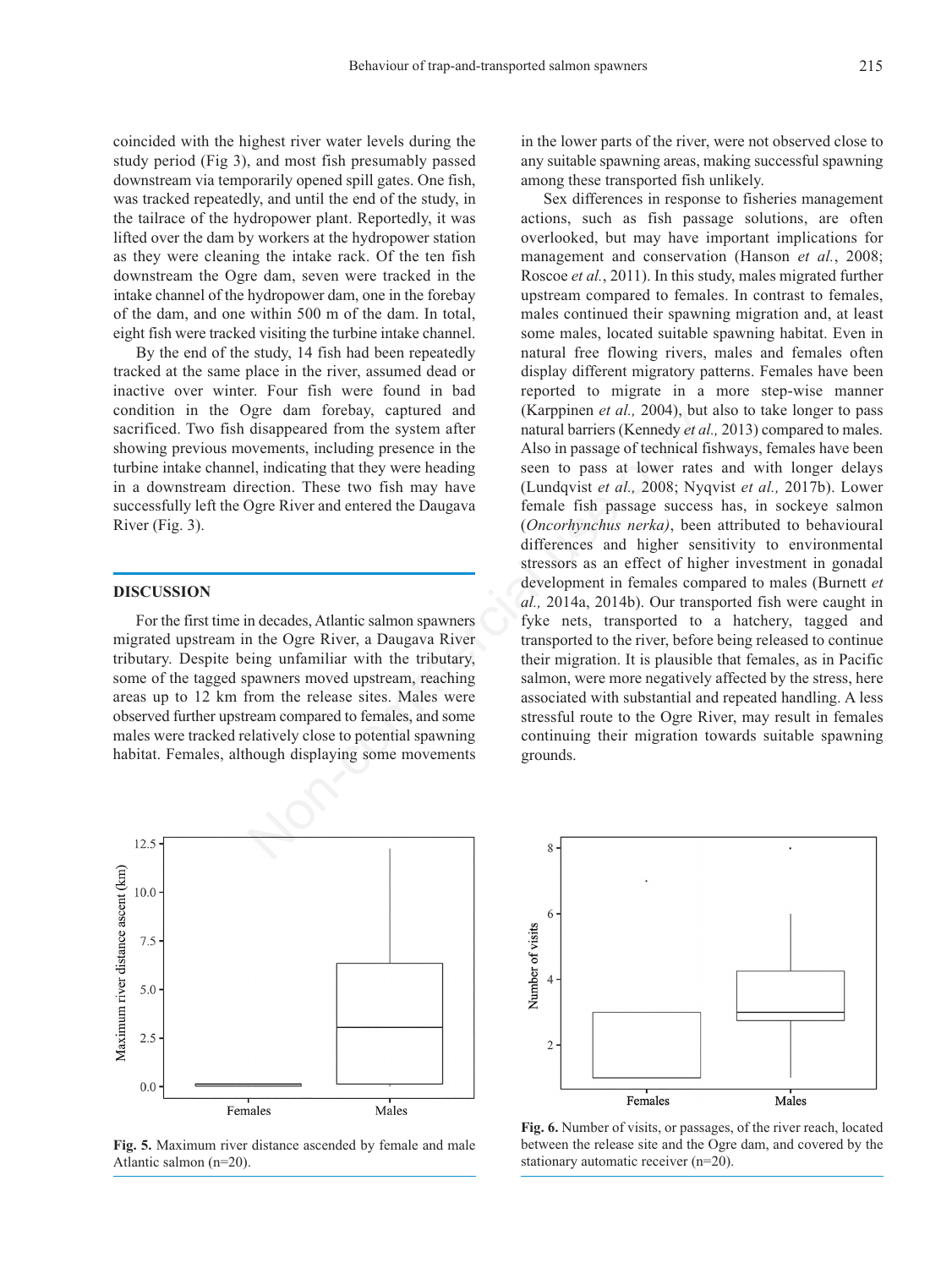coincided with the highest river water levels during the study period (Fig 3), and most fish presumably passed downstream via temporarily opened spill gates. One fish, was tracked repeatedly, and until the end of the study, in the tailrace of the hydropower plant. Reportedly, it was lifted over the dam by workers at the hydropower station as they were cleaning the intake rack. Of the ten fish downstream the Ogre dam, seven were tracked in the intake channel of the hydropower dam, one in the forebay of the dam, and one within 500 m of the dam. In total, eight fish were tracked visiting the turbine intake channel.

By the end of the study, 14 fish had been repeatedly tracked at the same place in the river, assumed dead or inactive over winter. Four fish were found in bad condition in the Ogre dam forebay, captured and sacrificed. Two fish disappeared from the system after showing previous movements, including presence in the turbine intake channel, indicating that they were heading in a downstream direction. These two fish may have successfully left the Ogre River and entered the Daugava River (Fig. 3).

## DISCUSSION

For the first time in decades, Atlantic salmon spawners migrated upstream in the Ogre River, a Daugava River tributary. Despite being unfamiliar with the tributary, some of the tagged spawners moved upstream, reaching areas up to 12 km from the release sites. Males were observed further upstream compared to females, and some males were tracked relatively close to potential spawning habitat. Females, although displaying some movements in the lower parts of the river, were not observed close to any suitable spawning areas, making successful spawning among these transported fish unlikely.

Sex differences in response to fisheries management actions, such as fish passage solutions, are often overlooked, but may have important implications for management and conservation (Hanson *et al.*, 2008; Roscoe *et al.*, 2011). In this study, males migrated further upstream compared to females. In contrast to females, males continued their spawning migration and, at least some males, located suitable spawning habitat. Even in natural free flowing rivers, males and females often display different migratory patterns. Females have been reported to migrate in a more step-wise manner (Karppinen *et al.,* 2004), but also to take longer to pass natural barriers (Kennedy *et al.,* 2013) compared to males. Also in passage of techical fishways, females have been seen to pass at lower rates and with longer delays (Lundqvist *et al.,* 2008; Nyqvist *et al.,* 2017b). Lower female fish passage success has, in sockeye salmon (*Oncorhynchus nerka)*, been attributed to behavioural differences and higher sensitivity to environmental stressors as an effect of higher investment in gonadal development in females compared to males (Burnett *et al.,* 2014a, 2014b). Our transported fish were caught in fyke nets, transported to a hatchery, tagged and transported to the river, before being released to continue their migration. It is plausible that females, as in Pacific salmon, were more negatively affected by the stress, here associated with substantial and repeated handling. A less stressful route to the Ogre River, may result in females continuing their migration towards suitable spawning grounds.

**Fig. 5.** Maximum river distance ascended by female and male Atlantic salmon (n=20).

**Fig. 6.** Number of visits, or passages, of the river reach, located between the release site and the Ogre dam, and covered by the stationary automatic receiver (n=20).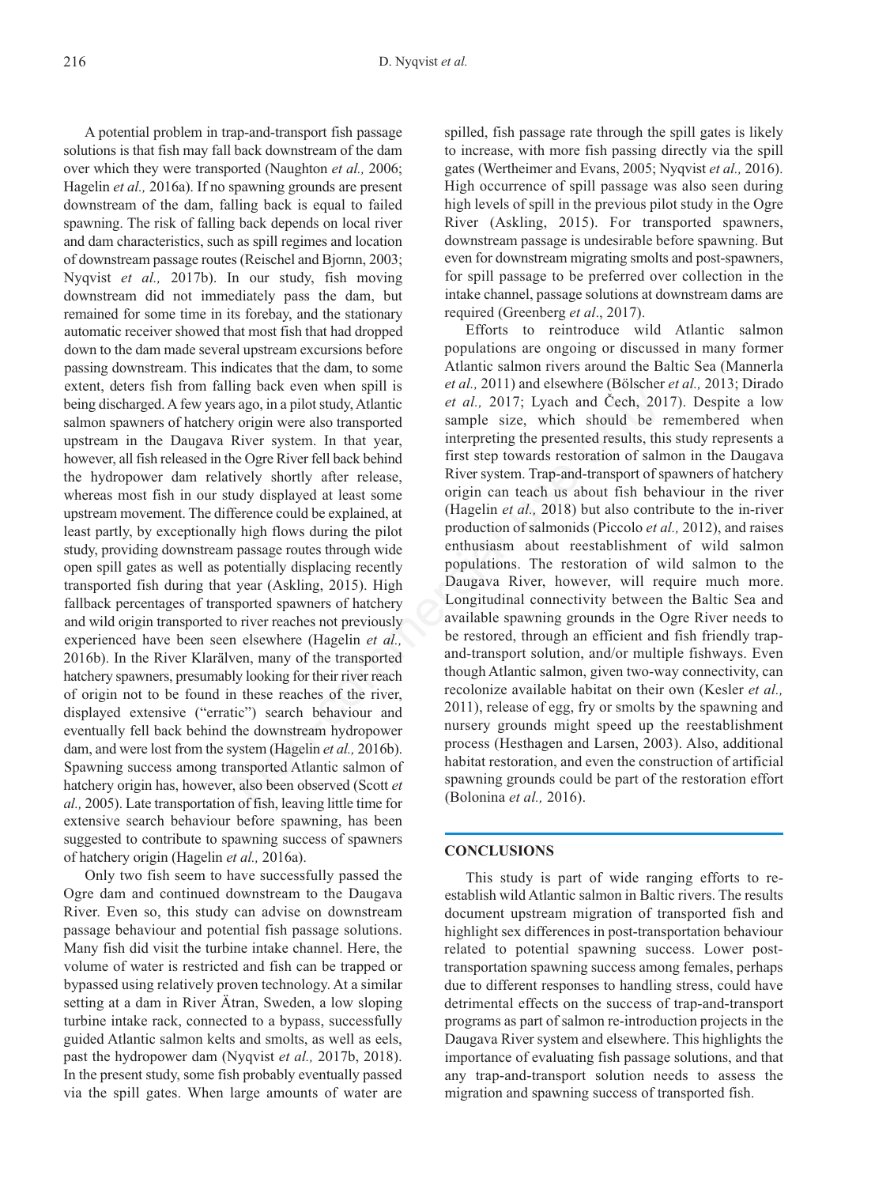A potential problem in trap-and-transport fish passage solutions is that fish may fall back downstream of the dam over which they were transported (Naughton *et al.,* 2006; Hagelin *et al.,* 2016a). If no spawning grounds are present downstream of the dam, falling back is equal to failed spawning. The risk of falling back depends on local river and dam characteristics, such as spill regimes and location of downstream passage routes (Reischel and Bjornn, 2003; Nyqvist *et al.,* 2017b). In our study, fish moving downstream did not immediately pass the dam, but remained for some time in its forebay, and the stationary automatic receiver showed that most fish that had dropped down to the dam made several upstream excursions before passing downstream. This indicates that the dam, to some extent, deters fish from falling back even when spill is being discharged. A few years ago, in a pilot study, Atlantic salmon spawners of hatchery origin were also transported upstream in the Daugava River system. In that year, however, all fish released in the Ogre River fell back behind the hydropower dam relatively shortly after release, whereas most fish in our study displayed at least some upstream movement. The difference could be explained, at least partly, by exceptionally high flows during the pilot study, providing downstream passage routes through wide open spill gates as well as potentially displacing recently transported fish during that year (Askling, 2015). High fallback percentages of transported spawners of hatchery and wild origin transported to river reaches not previously experienced have been seen elsewhere (Hagelin *et al.,* 2016b). In the River Klarälven, many of the transported hatchery spawners, presumably looking for their river reach of origin not to be found in these reaches of the river, displayed extensive ("erratic") search behaviour and eventually fell back behind the downstream hydropower dam, and were lost from the system (Hagelin *et al.,* 2016b). Spawning success among transported Atlantic salmon of hatchery origin has, however, also been observed (Scott *et al.,* 2005). Late transportation of fish, leaving little time for extensive search behaviour before spawning, has been suggested to contribute to spawning success of spawners of hatchery origin (Hagelin *et al.,* 2016a).

Only two fish seem to have successfully passed the Ogre dam and continued downstream to the Daugava River. Even so, this study can advise on downstream passage behaviour and potential fish passage solutions. Many fish did visit the turbine intake channel. Here, the volume of water is restricted and fish can be trapped or bypassed using relatively proven technology. At a similar setting at a dam in River Ätran, Sweden, a low sloping turbine intake rack, connected to a bypass, successfully guided Atlantic salmon kelts and smolts, as well as eels, past the hydropower dam (Nyqvist *et al.,* 2017b, 2018). In the present study, some fish probably eventually passed via the spill gates. When large amounts of water are spilled, fish passage rate through the spill gates is likely to increase, with more fish passing directly via the spill gates (Wertheimer and Evans, 2005; Nyqvist *et al.,* 2016). High occurrence of spill passage was also seen during high levels of spill in the previous pilot study in the Ogre River (Askling, 2015). For transported spawners, downstream passage is undesirable before spawning. But even for downstream migrating smolts and post-spawners, for spill passage to be preferred over collection in the intake channel, passage solutions at downstream dams are required (Greenberg *et al*., 2017).

Efforts to reintroduce wild Atlantic salmon populations are ongoing or discussed in many former Atlantic salmon rivers around the Baltic Sea (Mannerla *et al.,* 2011) and elsewhere (Bölscher *et al.,* 2013; Dirado *et al.,* 2017; Lyach and Čech, 2017). Despite a low sample size, which should be remembered when interpreting the presented results, this study represents a first step towards restoration of salmon in the Daugava River system. Trap-and-transport of spawners of hatchery origin can teach us about fish behaviour in the river (Hagelin *et al.,* 2018) but also contribute to the in-river production of salmonids (Piccolo *et al.,* 2012), and raises enthusiasm about reestablishment of wild salmon populations. The restoration of wild salmon to the Daugava River, however, will require much more. Longitudinal connectivity between the Baltic Sea and available spawning grounds in the Ogre River needs to be restored, through an efficient and fish friendly trap-and-transport solution, and/or multiple fishways. Even though Atlantic salmon, given two-way connectivity, can recolonize available habitat on their own (Kesler *et al.,* 2011), release of egg, fry or smolts by the spawning and nursery grounds might speed up the reestablishment process (Hesthagen and Larsen, 2003). Also, additional habitat restoration, and even the construction of artificial spawning grounds could be part of the restoration effort (Bolonina *et al.,* 2016).

## CONCLUSIONS

This study is part of wide ranging efforts to re-establish wild Atlantic salmon in Baltic rivers. The results document upstream migration of transported fish and highlight sex differences in post-transportation behaviour related to potential spawning success. Lower post-transportation spawning success among females, perhaps due to different responses to handling stress, could have detrimental effects on the success of trap-and-transport programs as part of salmon re-introduction projects in the Daugava River system and elsewhere. This highlights the importance of evaluating fish passage solutions, and that any trap-and-transport solution needs to assess the migration and spawning success of transported fish.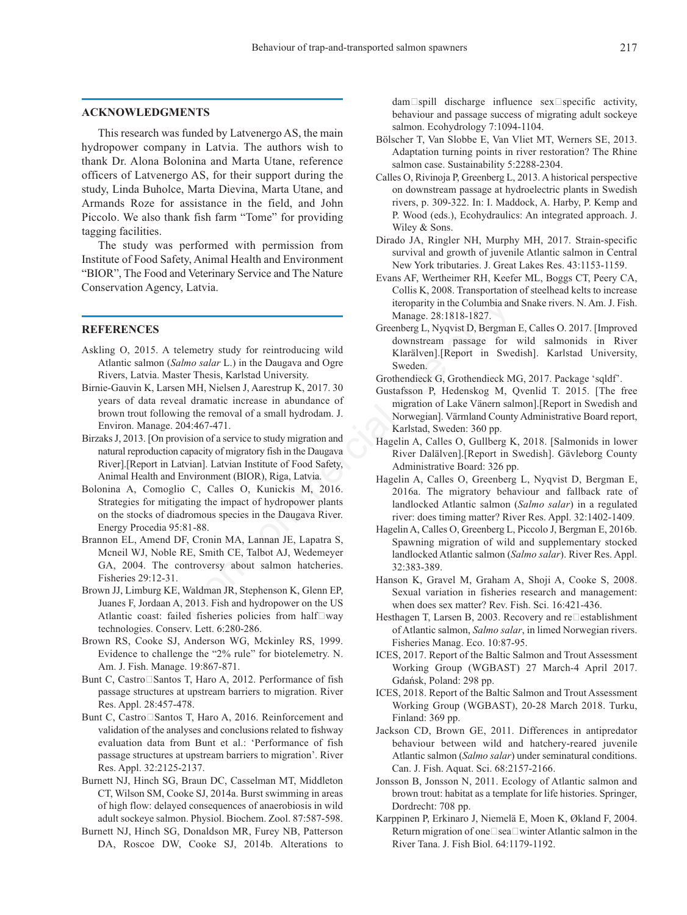## ACKNOWLEDGMENTS

This research was funded by Latvenergo AS, the main hydropower company in Latvia. The authors wish to thank Dr. Alona Bolonina and Marta Utane, reference officers of Latvenergo AS, for their support during the study, Linda Buholce, Marta Dievina, Marta Utane, and Armands Roze for assistance in the field, and John Piccolo. We also thank fish farm "Tome" for providing tagging facilities.

The study was performed with permission from Institute of Food Safety, Animal Health and Environment "BIOR", The Food and Veterinary Service and The Nature Conservation Agency, Latvia.

## REFERENCES

Askling O, 2015. A telemetry study for reintroducing wild Atlantic salmon (*Salmo salar* L.) in the Daugava and Ogre Rivers, Latvia. Master Thesis, Karlstad University.

Birnie-Gauvin K, Larsen MH, Nielsen J, Aarestrup K, 2017. 30 years of data reveal dramatic increase in abundance of brown trout following the removal of a small hydrodam. J. Environ. Manage. 204:467-471.

Birzaks J, 2013. [On provision of a service to study migration and natural reproduction capacity of migratory fish in the Daugava River].[Report in Latvian]. Latvian Institute of Food Safety, Animal Health and Environment (BIOR), Riga, Latvia.

Bolonina A, Comoglio C, Calles O, Kunickis M, 2016. Strategies for mitigating the impact of hydropower plants on the stocks of diadromous species in the Daugava River. Energy Procedia 95:81-88.

Brannon EL, Amend DF, Cronin MA, Lannan JE, Lapatra S, Mcneil WJ, Noble RE, Smith CE, Talbot AJ, Wedemeyer GA, 2004. The controversy about salmon hatcheries. Fisheries 29:12-31.

Brown JJ, Limburg KE, Waldman JR, Stephenson K, Glenn EP, Juanes F, Jordaan A, 2013. Fish and hydropower on the US Atlantic coast: failed fisheries policies from half□way technologies. Conserv. Lett. 6:280-286.

Brown RS, Cooke SJ, Anderson WG, Mckinley RS, 1999. Evidence to challenge the "2% rule" for biotelemetry. N. Am. J. Fish. Manage. 19:867-871.

Bunt C, Castro□Santos T, Haro A, 2012. Performance of fish passage structures at upstream barriers to migration. River Res. Appl. 28:457-478.

Bunt C, Castro□Santos T, Haro A, 2016. Reinforcement and validation of the analyses and conclusions related to fishway evaluation data from Bunt et al.: 'Performance of fish passage structures at upstream barriers to migration'. River Res. Appl. 32:2125-2137.

Burnett NJ, Hinch SG, Braun DC, Casselman MT, Middleton CT, Wilson SM, Cooke SJ, 2014a. Burst swimming in areas of high flow: delayed consequences of anaerobiosis in wild adult sockeye salmon. Physiol. Biochem. Zool. 87:587-598.

Burnett NJ, Hinch SG, Donaldson MR, Furey NB, Patterson DA, Roscoe DW, Cooke SJ, 2014b. Alterations to dam□spill discharge influence sex□specific activity, behaviour and passage success of migrating adult sockeye salmon. Ecohydrology 7:1094-1104.

Bölscher T, Van Slobbe E, Van Vliet MT, Werners SE, 2013. Adaptation turning points in river restoration? The Rhine salmon case. Sustainability 5:2288-2304.

Calles O, Rivinoja P, Greenberg L, 2013. A historical perspective on downstream passage at hydroelectric plants in Swedish rivers, p. 309-322. In: I. Maddock, A. Harby, P. Kemp and P. Wood (eds.), Ecohydraulics: An integrated approach. J. Wiley & Sons.

Dirado JA, Ringler NH, Murphy MH, 2017. Strain-specific survival and growth of juvenile Atlantic salmon in Central New York tributaries. J. Great Lakes Res. 43:1153-1159.

Evans AF, Wertheimer RH, Keefer ML, Boggs CT, Peery CA, Collis K, 2008. Transportation of steelhead kelts to increase iteroparity in the Columbia and Snake rivers. N. Am. J. Fish. Manage. 28:1818-1827.

Greenberg L, Nyqvist D, Bergman E, Calles O. 2017. [Improved downstream passage for wild salmonids in River Klarälven].[Report in Swedish]. Karlstad University, Sweden.

Grothendieck G, Grothendieck MG, 2017. Package 'sqldf'.

Gustafsson P, Hedenskog M, Qvenlid T. 2015. [The free migration of Lake Vänern salmon].[Report in Swedish and Norwegian]. Värmland County Administrative Board report, Karlstad, Sweden: 360 pp.

Hagelin A, Calles O, Gullberg K, 2018. [Salmonids in lower River Dalälven].[Report in Swedish]. Gävleborg County Administrative Board: 326 pp.

Hagelin A, Calles O, Greenberg L, Nyqvist D, Bergman E, 2016a. The migratory behaviour and fallback rate of landlocked Atlantic salmon (*Salmo salar*) in a regulated river: does timing matter? River Res. Appl. 32:1402-1409.

Hagelin A, Calles O, Greenberg L, Piccolo J, Bergman E, 2016b. Spawning migration of wild and supplementary stocked landlocked Atlantic salmon (*Salmo salar*). River Res. Appl. 32:383-389.

Hanson K, Gravel M, Graham A, Shoji A, Cooke S, 2008. Sexual variation in fisheries research and management: when does sex matter? Rev. Fish. Sci. 16:421-436.

Hesthagen T, Larsen B, 2003. Recovery and re□establishment of Atlantic salmon, *Salmo salar*, in limed Norwegian rivers. Fisheries Manag. Eco. 10:87-95.

ICES, 2017. Report of the Baltic Salmon and Trout Assessment Working Group (WGBAST) 27 March-4 April 2017. Gdańsk, Poland: 298 pp.

ICES, 2018. Report of the Baltic Salmon and Trout Assessment Working Group (WGBAST), 20-28 March 2018. Turku, Finland: 369 pp.

Jackson CD, Brown GE, 2011. Differences in antipredator behaviour between wild and hatchery-reared juvenile Atlantic salmon (*Salmo salar*) under seminatural conditions. Can. J. Fish. Aquat. Sci. 68:2157-2166.

Jonsson B, Jonsson N, 2011. Ecology of Atlantic salmon and brown trout: habitat as a template for life histories. Springer, Dordrecht: 708 pp.

Karppinen P, Erkinaro J, Niemelä E, Moen K, Økland F, 2004. Return migration of one□sea□winter Atlantic salmon in the River Tana. J. Fish Biol. 64:1179-1192.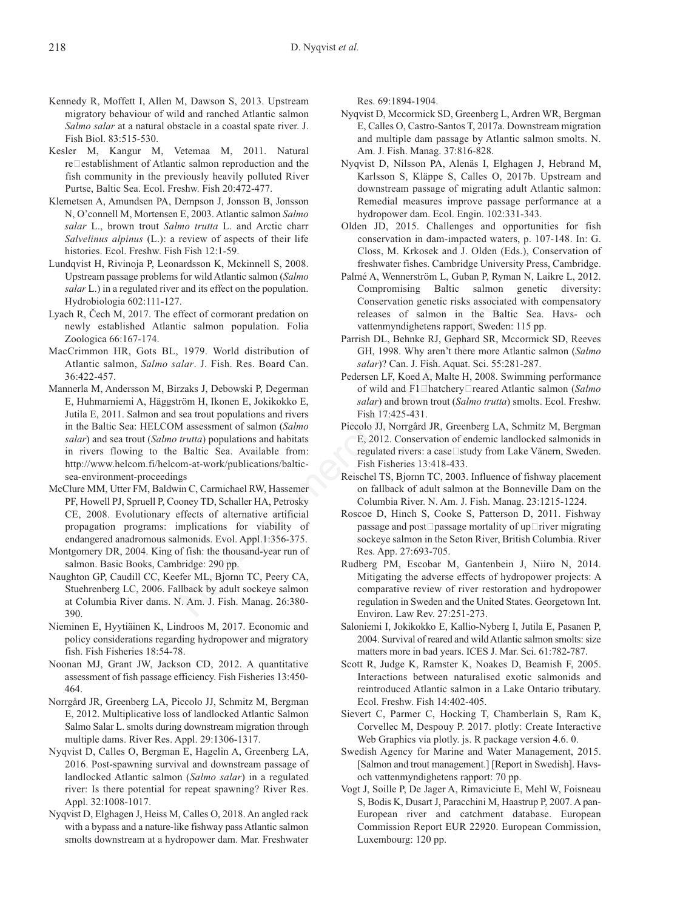Kennedy R, Moffett I, Allen M, Dawson S, 2013. Upstream migratory behaviour of wild and ranched Atlantic salmon *Salmo salar* at a natural obstacle in a coastal spate river. J. Fish Biol. 83:515-530.

Kesler M, Kangur M, Vetemaa M, 2011. Natural re□establishment of Atlantic salmon reproduction and the fish community in the previously heavily polluted River Purtse, Baltic Sea. Ecol. Freshw. Fish 20:472-477.

Klemetsen A, Amundsen PA, Dempson J, Jonsson B, Jonsson N, O'connell M, Mortensen E, 2003. Atlantic salmon *Salmo salar* L., brown trout *Salmo trutta* L. and Arctic charr *Salvelinus alpinus* (L.): a review of aspects of their life histories. Ecol. Freshw. Fish Fish 12:1-59.

Lundqvist H, Rivinoja P, Leonardsson K, Mckinnell S, 2008. Upstream passage problems for wild Atlantic salmon (*Salmo salar* L.) in a regulated river and its effect on the population. Hydrobiologia 602:111-127.

Lyach R, Čech M, 2017. The effect of cormorant predation on newly established Atlantic salmon population. Folia Zoologica 66:167-174.

MacCrimmon HR, Gots BL, 1979. World distribution of Atlantic salmon, *Salmo salar*. J. Fish. Res. Board Can. 36:422-457.

Mannerla M, Andersson M, Birzaks J, Debowski P, Degerman E, Huhmarniemi A, Häggström H, Ikonen E, Jokikokko E, Jutila E, 2011. Salmon and sea trout populations and rivers in the Baltic Sea: HELCOM assessment of salmon (*Salmo salar*) and sea trout (*Salmo trutta*) populations and habitats in rivers flowing to the Baltic Sea. Available from: http://www.helcom.fi/helcom-at-work/publications/baltic-sea-environment-proceedings

McClure MM, Utter FM, Baldwin C, Carmichael RW, Hassemer PF, Howell PJ, Spruell P, Cooney TD, Schaller HA, Petrosky CE, 2008. Evolutionary effects of alternative artificial propagation programs: implications for viability of endangered anadromous salmonids. Evol. Appl.1:356-375.

Montgomery DR, 2004. King of fish: the thousand-year run of salmon. Basic Books, Cambridge: 290 pp.

Naughton GP, Caudill CC, Keefer ML, Bjornn TC, Peery CA, Stuehrenberg LC, 2006. Fallback by adult sockeye salmon at Columbia River dams. N. Am. J. Fish. Manag. 26:380-390.

Nieminen E, Hyytiäinen K, Lindroos M, 2017. Economic and policy considerations regarding hydropower and migratory fish. Fish Fisheries 18:54-78.

Noonan MJ, Grant JW, Jackson CD, 2012. A quantitative assessment of fish passage efficiency. Fish Fisheries 13:450-464.

Norrgård JR, Greenberg LA, Piccolo JJ, Schmitz M, Bergman E, 2012. Multiplicative loss of landlocked Atlantic Salmon Salmo Salar L. smolts during downstream migration through multiple dams. River Res. Appl. 29:1306-1317.

Nyqvist D, Calles O, Bergman E, Hagelin A, Greenberg LA, 2016. Post-spawning survival and downstream passage of landlocked Atlantic salmon (*Salmo salar*) in a regulated river: Is there potential for repeat spawning? River Res. Appl. 32:1008-1017.

Nyqvist D, Elghagen J, Heiss M, Calles O, 2018. An angled rack with a bypass and a nature-like fishway pass Atlantic salmon smolts downstream at a hydropower dam. Mar. Freshwater Res. 69:1894-1904.

Nyqvist D, Mccormick SD, Greenberg L, Ardren WR, Bergman E, Calles O, Castro-Santos T, 2017a. Downstream migration and multiple dam passage by Atlantic salmon smolts. N. Am. J. Fish. Manag. 37:816-828.

Nyqvist D, Nilsson PA, Alenäs I, Elghagen J, Hebrand M, Karlsson S, Kläppe S, Calles O, 2017b. Upstream and downstream passage of migrating adult Atlantic salmon: Remedial measures improve passage performance at a hydropower dam. Ecol. Engin. 102:331-343.

Olden JD, 2015. Challenges and opportunities for fish conservation in dam-impacted waters, p. 107-148. In: G. Closs, M. Krkosek and J. Olden (Eds.), Conservation of freshwater fishes. Cambridge University Press, Cambridge.

Palmé A, Wennerström L, Guban P, Ryman N, Laikre L, 2012. Compromising Baltic salmon genetic diversity: Conservation genetic risks associated with compensatory releases of salmon in the Baltic Sea. Havs- och vattenmyndighetens rapport, Sweden: 115 pp.

Parrish DL, Behnke RJ, Gephard SR, Mccormick SD, Reeves GH, 1998. Why aren't there more Atlantic salmon (*Salmo salar*)? Can. J. Fish. Aquat. Sci. 55:281-287.

Pedersen LF, Koed A, Malte H, 2008. Swimming performance of wild and F1□hatchery□reared Atlantic salmon (*Salmo salar*) and brown trout (*Salmo trutta*) smolts. Ecol. Freshw. Fish 17:425-431.

Piccolo JJ, Norrgård JR, Greenberg LA, Schmitz M, Bergman E, 2012. Conservation of endemic landlocked salmonids in regulated rivers: a case□study from Lake Vänern, Sweden. Fish Fisheries 13:418-433.

Reischel TS, Bjornn TC, 2003. Influence of fishway placement on fallback of adult salmon at the Bonneville Dam on the Columbia River. N. Am. J. Fish. Manag. 23:1215-1224.

Roscoe D, Hinch S, Cooke S, Patterson D, 2011. Fishway passage and post□passage mortality of up□river migrating sockeye salmon in the Seton River, British Columbia. River Res. App. 27:693-705.

Rudberg PM, Escobar M, Gantenbein J, Niiro N, 2014. Mitigating the adverse effects of hydropower projects: A comparative review of river restoration and hydropower regulation in Sweden and the United States. Georgetown Int. Environ. Law Rev. 27:251-273.

Saloniemi I, Jokikokko E, Kallio-Nyberg I, Jutila E, Pasanen P, 2004. Survival of reared and wild Atlantic salmon smolts: size matters more in bad years. ICES J. Mar. Sci. 61:782-787.

Scott R, Judge K, Ramster K, Noakes D, Beamish F, 2005. Interactions between naturalised exotic salmonids and reintroduced Atlantic salmon in a Lake Ontario tributary. Ecol. Freshw. Fish 14:402-405.

Sievert C, Parmer C, Hocking T, Chamberlain S, Ram K, Corvellec M, Despouy P. 2017. plotly: Create Interactive Web Graphics via plotly. js. R package version 4.6. 0.

Swedish Agency for Marine and Water Management, 2015. [Salmon and trout management.] [Report in Swedish]. Havs- och vattenmyndighetens rapport: 70 pp.

Vogt J, Soille P, De Jager A, Rimaviciute E, Mehl W, Foisneau S, Bodis K, Dusart J, Paracchini M, Haastrup P, 2007. A pan-European river and catchment database. European Commission Report EUR 22920. European Commission, Luxembourg: 120 pp.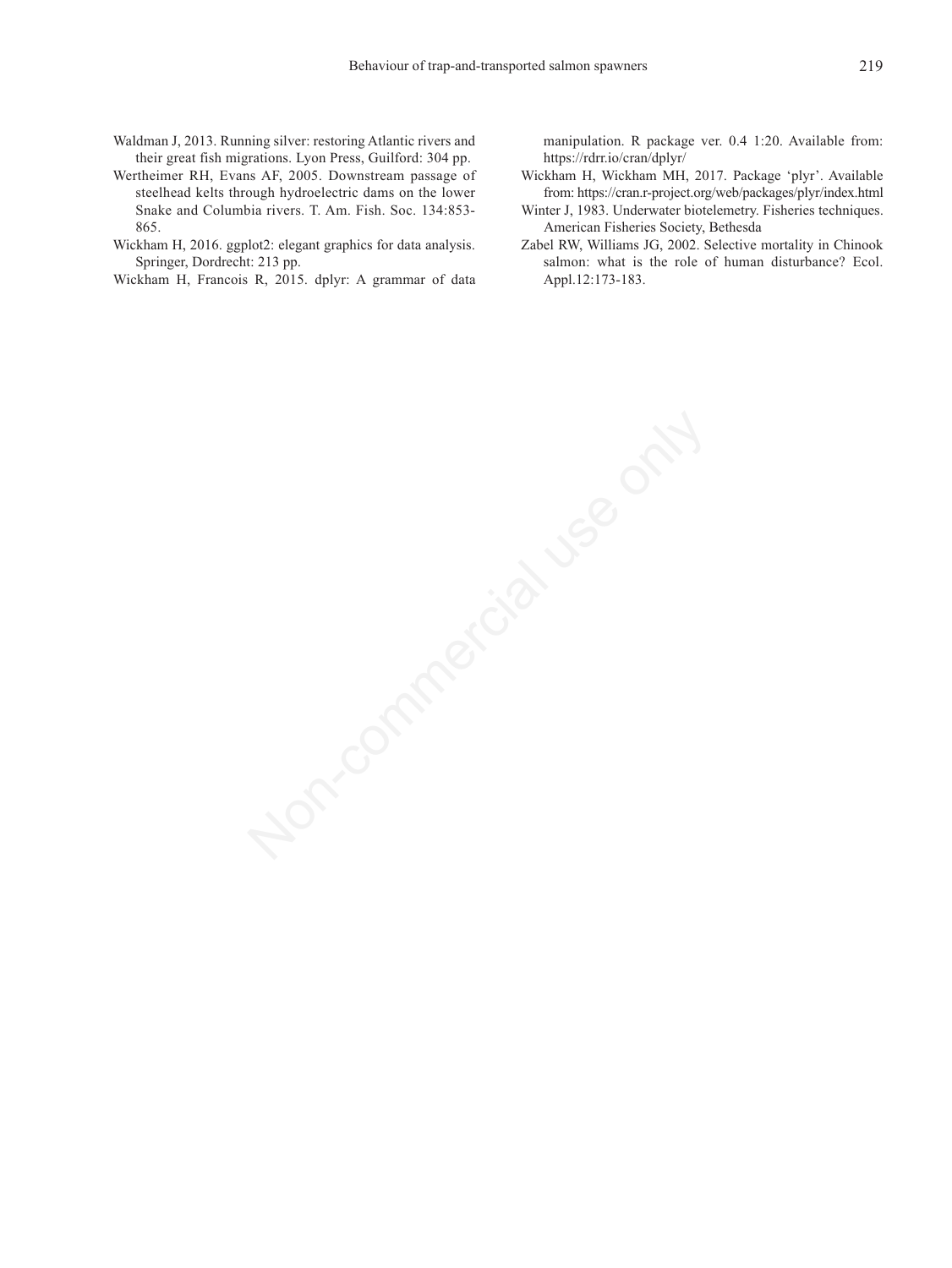Waldman J, 2013. Running silver: restoring Atlantic rivers and their great fish migrations. Lyon Press, Guilford: 304 pp.

Wertheimer RH, Evans AF, 2005. Downstream passage of steelhead kelts through hydroelectric dams on the lower Snake and Columbia rivers. T. Am. Fish. Soc. 134:853-865.

Wickham H, 2016. ggplot2: elegant graphics for data analysis. Springer, Dordrecht: 213 pp.

Wickham H, Francois R, 2015. dplyr: A grammar of data manipulation. R package ver. 0.4 1:20. Available from: https://rdrr.io/cran/dplyr/

Wickham H, Wickham MH, 2017. Package 'plyr'. Available from: https://cran.r-project.org/web/packages/plyr/index.html

Winter J, 1983. Underwater biotelemetry. Fisheries techniques. American Fisheries Society, Bethesda

Zabel RW, Williams JG, 2002. Selective mortality in Chinook salmon: what is the role of human disturbance? Ecol. Appl.12:173-183.